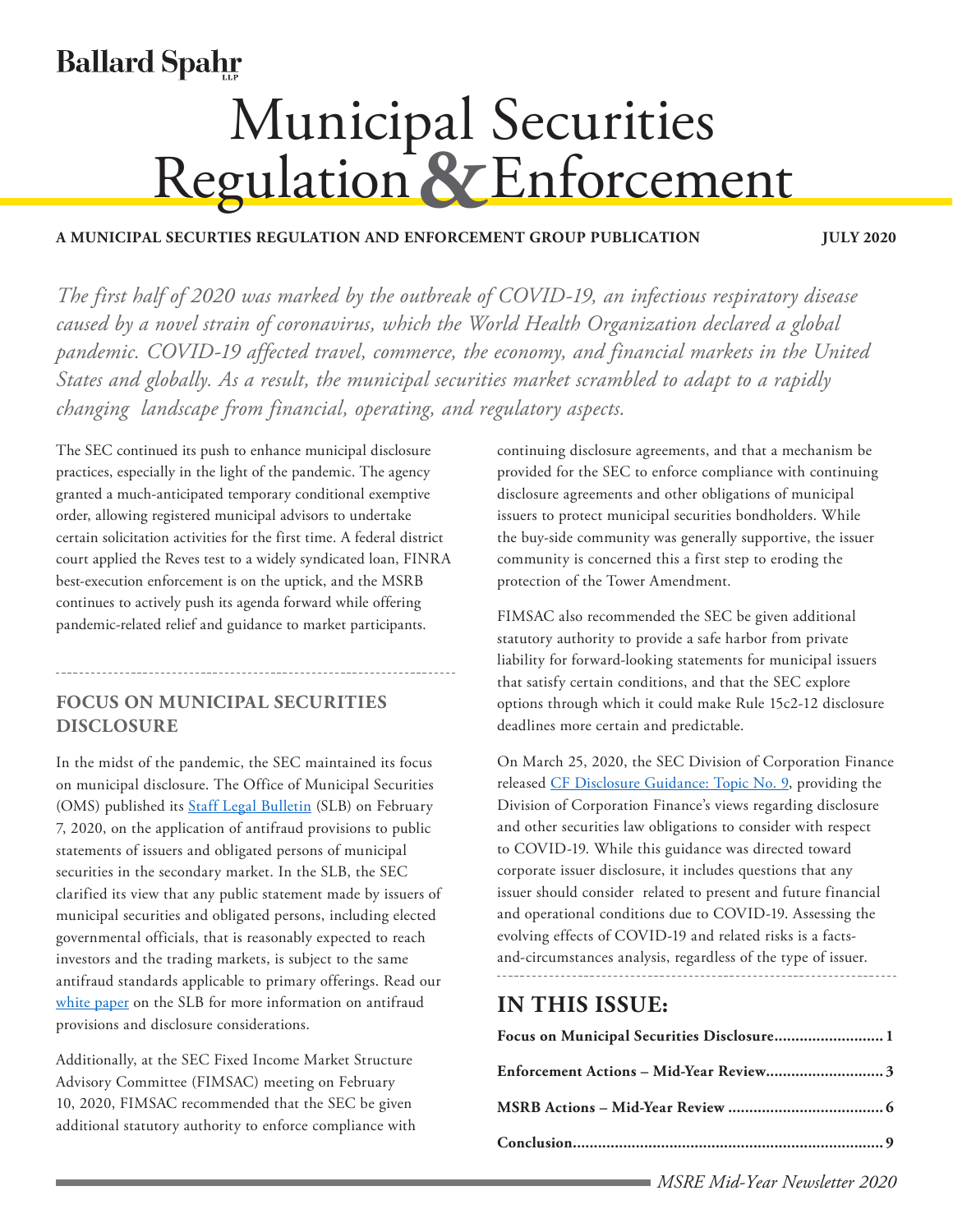Ballard Spahr LLP

# Municipal Securities Regulation & Enforcement

**A MUNICIPAL SECURTIES REGULATION AND ENFORCEMENT GROUP PUBLICATION** **JULY 2020**

*The first half of 2020 was marked by the outbreak of COVID-19, an infectious respiratory disease caused by a novel strain of coronavirus, which the World Health Organization declared a global pandemic. COVID-19 affected travel, commerce, the economy, and financial markets in the United States and globally. As a result, the municipal securities market scrambled to adapt to a rapidly changing landscape from financial, operating, and regulatory aspects.*

The SEC continued its push to enhance municipal disclosure practices, especially in the light of the pandemic. The agency granted a much-anticipated temporary conditional exemptive order, allowing registered municipal advisors to undertake certain solicitation activities for the first time. A federal district court applied the Reves test to a widely syndicated loan, FINRA best-execution enforcement is on the uptick, and the MSRB continues to actively push its agenda forward while offering pandemic-related relief and guidance to market participants.

## FOCUS ON MUNICIPAL SECURITIES DISCLOSURE

In the midst of the pandemic, the SEC maintained its focus on municipal disclosure. The Office of Municipal Securities (OMS) published its Staff Legal Bulletin (SLB) on February 7, 2020, on the application of antifraud provisions to public statements of issuers and obligated persons of municipal securities in the secondary market. In the SLB, the SEC clarified its view that any public statement made by issuers of municipal securities and obligated persons, including elected governmental officials, that is reasonably expected to reach investors and the trading markets, is subject to the same antifraud standards applicable to primary offerings. Read our white paper on the SLB for more information on antifraud provisions and disclosure considerations.

Additionally, at the SEC Fixed Income Market Structure Advisory Committee (FIMSAC) meeting on February 10, 2020, FIMSAC recommended that the SEC be given additional statutory authority to enforce compliance with continuing disclosure agreements, and that a mechanism be provided for the SEC to enforce compliance with continuing disclosure agreements and other obligations of municipal issuers to protect municipal securities bondholders. While the buy-side community was generally supportive, the issuer community is concerned this a first step to eroding the protection of the Tower Amendment.

FIMSAC also recommended the SEC be given additional statutory authority to provide a safe harbor from private liability for forward-looking statements for municipal issuers that satisfy certain conditions, and that the SEC explore options through which it could make Rule 15c2-12 disclosure deadlines more certain and predictable.

On March 25, 2020, the SEC Division of Corporation Finance released CF Disclosure Guidance: Topic No. 9, providing the Division of Corporation Finance's views regarding disclosure and other securities law obligations to consider with respect to COVID-19. While this guidance was directed toward corporate issuer disclosure, it includes questions that any issuer should consider related to present and future financial and operational conditions due to COVID-19. Assessing the evolving effects of COVID-19 and related risks is a facts-and-circumstances analysis, regardless of the type of issuer.

## IN THIS ISSUE:

**Focus on Municipal Securities Disclosure.......................... 1**

**Enforcement Actions – Mid-Year Review............................ 3**

**MSRB Actions – Mid-Year Review ..................................... 6**

**Conclusion.......................................................................... 9**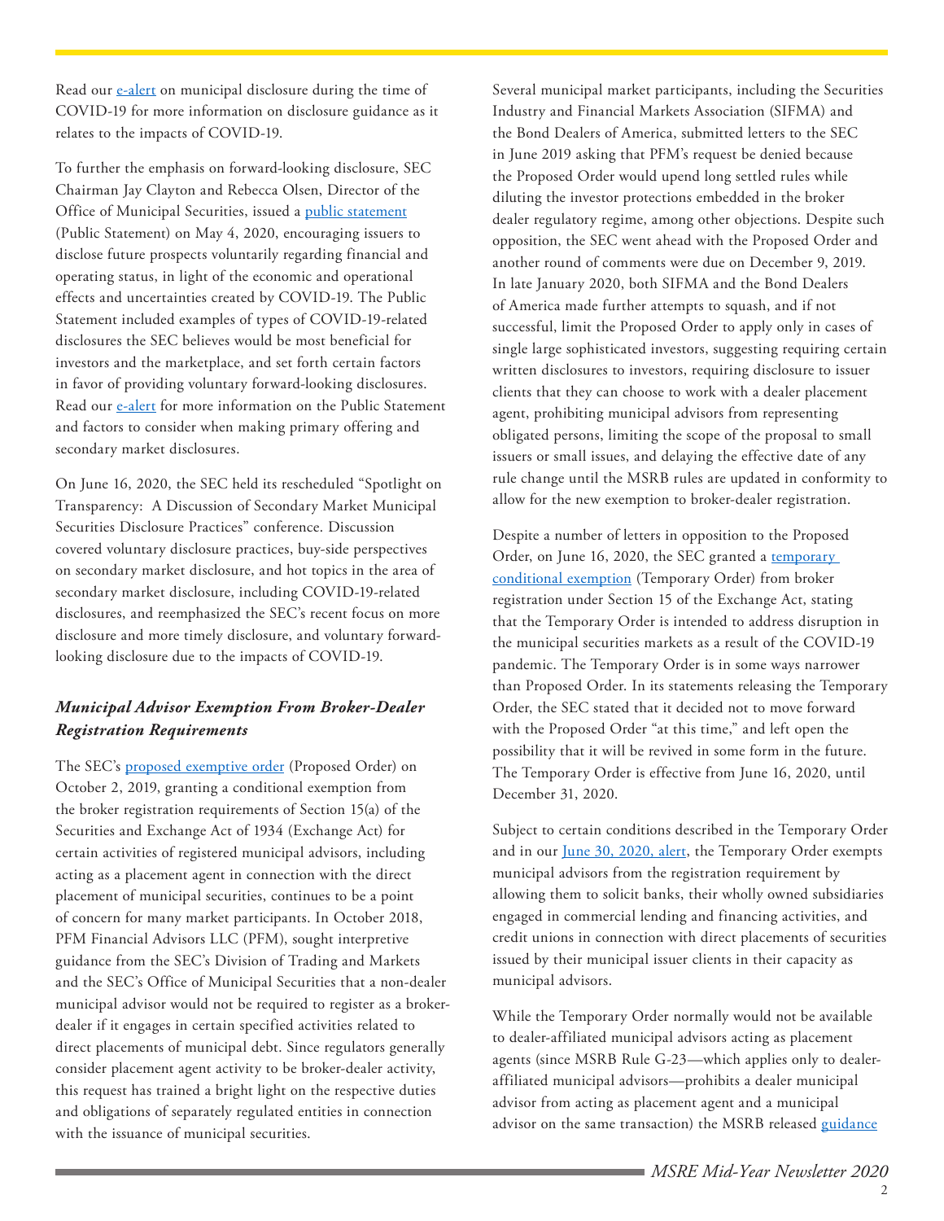Read our e-alert on municipal disclosure during the time of COVID-19 for more information on disclosure guidance as it relates to the impacts of COVID-19.

To further the emphasis on forward-looking disclosure, SEC Chairman Jay Clayton and Rebecca Olsen, Director of the Office of Municipal Securities, issued a public statement (Public Statement) on May 4, 2020, encouraging issuers to disclose future prospects voluntarily regarding financial and operating status, in light of the economic and operational effects and uncertainties created by COVID-19. The Public Statement included examples of types of COVID-19-related disclosures the SEC believes would be most beneficial for investors and the marketplace, and set forth certain factors in favor of providing voluntary forward-looking disclosures. Read our e-alert for more information on the Public Statement and factors to consider when making primary offering and secondary market disclosures.

On June 16, 2020, the SEC held its rescheduled "Spotlight on Transparency: A Discussion of Secondary Market Municipal Securities Disclosure Practices" conference. Discussion covered voluntary disclosure practices, buy-side perspectives on secondary market disclosure, and hot topics in the area of secondary market disclosure, including COVID-19-related disclosures, and reemphasized the SEC's recent focus on more disclosure and more timely disclosure, and voluntary forward-looking disclosure due to the impacts of COVID-19.

### *Municipal Advisor Exemption From Broker-Dealer Registration Requirements*

The SEC's proposed exemptive order (Proposed Order) on October 2, 2019, granting a conditional exemption from the broker registration requirements of Section 15(a) of the Securities and Exchange Act of 1934 (Exchange Act) for certain activities of registered municipal advisors, including acting as a placement agent in connection with the direct placement of municipal securities, continues to be a point of concern for many market participants. In October 2018, PFM Financial Advisors LLC (PFM), sought interpretive guidance from the SEC's Division of Trading and Markets and the SEC's Office of Municipal Securities that a non-dealer municipal advisor would not be required to register as a broker-dealer if it engages in certain specified activities related to direct placements of municipal debt. Since regulators generally consider placement agent activity to be broker-dealer activity, this request has trained a bright light on the respective duties and obligations of separately regulated entities in connection with the issuance of municipal securities.

Several municipal market participants, including the Securities Industry and Financial Markets Association (SIFMA) and the Bond Dealers of America, submitted letters to the SEC in June 2019 asking that PFM's request be denied because the Proposed Order would upend long settled rules while diluting the investor protections embedded in the broker dealer regulatory regime, among other objections. Despite such opposition, the SEC went ahead with the Proposed Order and another round of comments were due on December 9, 2019. In late January 2020, both SIFMA and the Bond Dealers of America made further attempts to squash, and if not successful, limit the Proposed Order to apply only in cases of single large sophisticated investors, suggesting requiring certain written disclosures to investors, requiring disclosure to issuer clients that they can choose to work with a dealer placement agent, prohibiting municipal advisors from representing obligated persons, limiting the scope of the proposal to small issuers or small issues, and delaying the effective date of any rule change until the MSRB rules are updated in conformity to allow for the new exemption to broker-dealer registration.

Despite a number of letters in opposition to the Proposed Order, on June 16, 2020, the SEC granted a temporary conditional exemption (Temporary Order) from broker registration under Section 15 of the Exchange Act, stating that the Temporary Order is intended to address disruption in the municipal securities markets as a result of the COVID-19 pandemic. The Temporary Order is in some ways narrower than Proposed Order. In its statements releasing the Temporary Order, the SEC stated that it decided not to move forward with the Proposed Order "at this time," and left open the possibility that it will be revived in some form in the future. The Temporary Order is effective from June 16, 2020, until December 31, 2020.

Subject to certain conditions described in the Temporary Order and in our June 30, 2020, alert, the Temporary Order exempts municipal advisors from the registration requirement by allowing them to solicit banks, their wholly owned subsidiaries engaged in commercial lending and financing activities, and credit unions in connection with direct placements of securities issued by their municipal issuer clients in their capacity as municipal advisors.

While the Temporary Order normally would not be available to dealer-affiliated municipal advisors acting as placement agents (since MSRB Rule G-23—which applies only to dealer-affiliated municipal advisors—prohibits a dealer municipal advisor from acting as placement agent and a municipal advisor on the same transaction) the MSRB released guidance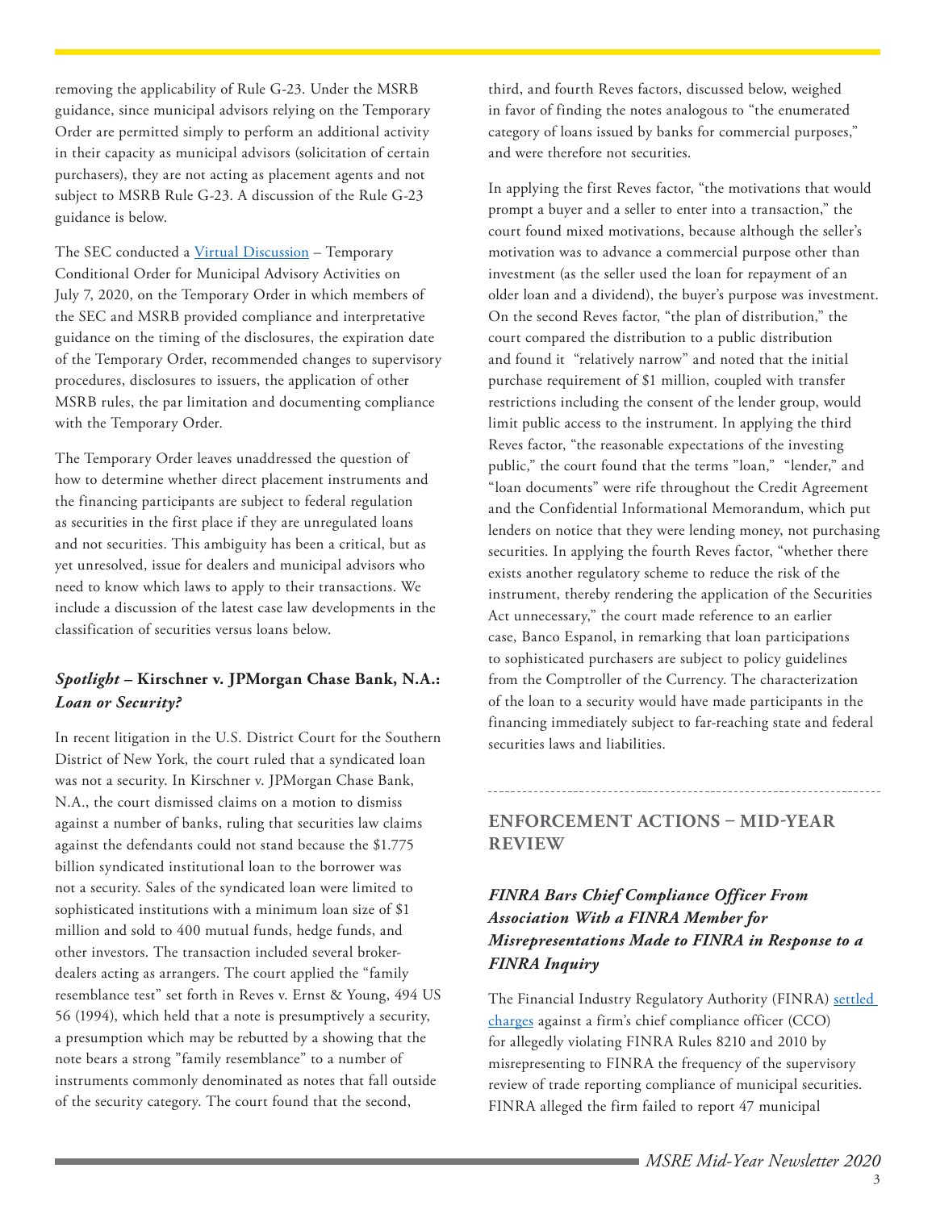removing the applicability of Rule G-23. Under the MSRB guidance, since municipal advisors relying on the Temporary Order are permitted simply to perform an additional activity in their capacity as municipal advisors (solicitation of certain purchasers), they are not acting as placement agents and not subject to MSRB Rule G-23. A discussion of the Rule G-23 guidance is below.

The SEC conducted a [Virtual Discussion]() – Temporary Conditional Order for Municipal Advisory Activities on July 7, 2020, on the Temporary Order in which members of the SEC and MSRB provided compliance and interpretative guidance on the timing of the disclosures, the expiration date of the Temporary Order, recommended changes to supervisory procedures, disclosures to issuers, the application of other MSRB rules, the par limitation and documenting compliance with the Temporary Order.

The Temporary Order leaves unaddressed the question of how to determine whether direct placement instruments and the financing participants are subject to federal regulation as securities in the first place if they are unregulated loans and not securities. This ambiguity has been a critical, but as yet unresolved, issue for dealers and municipal advisors who need to know which laws to apply to their transactions. We include a discussion of the latest case law developments in the classification of securities versus loans below.

### *Spotlight* – **Kirschner v. JPMorgan Chase Bank, N.A.:** *Loan or Security?*

In recent litigation in the U.S. District Court for the Southern District of New York, the court ruled that a syndicated loan was not a security. In Kirschner v. JPMorgan Chase Bank, N.A., the court dismissed claims on a motion to dismiss against a number of banks, ruling that securities law claims against the defendants could not stand because the $1.775 billion syndicated institutional loan to the borrower was not a security. Sales of the syndicated loan were limited to sophisticated institutions with a minimum loan size of $1 million and sold to 400 mutual funds, hedge funds, and other investors. The transaction included several broker-dealers acting as arrangers. The court applied the "family resemblance test" set forth in Reves v. Ernst & Young, 494 US 56 (1994), which held that a note is presumptively a security, a presumption which may be rebutted by a showing that the note bears a strong "family resemblance" to a number of instruments commonly denominated as notes that fall outside of the security category. The court found that the second, third, and fourth Reves factors, discussed below, weighed in favor of finding the notes analogous to "the enumerated category of loans issued by banks for commercial purposes," and were therefore not securities.

In applying the first Reves factor, "the motivations that would prompt a buyer and a seller to enter into a transaction," the court found mixed motivations, because although the seller's motivation was to advance a commercial purpose other than investment (as the seller used the loan for repayment of an older loan and a dividend), the buyer's purpose was investment. On the second Reves factor, "the plan of distribution," the court compared the distribution to a public distribution and found it "relatively narrow" and noted that the initial purchase requirement of $1 million, coupled with transfer restrictions including the consent of the lender group, would limit public access to the instrument. In applying the third Reves factor, "the reasonable expectations of the investing public," the court found that the terms "loan," "lender," and "loan documents" were rife throughout the Credit Agreement and the Confidential Informational Memorandum, which put lenders on notice that they were lending money, not purchasing securities. In applying the fourth Reves factor, "whether there exists another regulatory scheme to reduce the risk of the instrument, thereby rendering the application of the Securities Act unnecessary," the court made reference to an earlier case, Banco Espanol, in remarking that loan participations to sophisticated purchasers are subject to policy guidelines from the Comptroller of the Currency. The characterization of the loan to a security would have made participants in the financing immediately subject to far-reaching state and federal securities laws and liabilities.

---

## ENFORCEMENT ACTIONS – MID-YEAR REVIEW

### *FINRA Bars Chief Compliance Officer From Association With a FINRA Member for Misrepresentations Made to FINRA in Response to a FINRA Inquiry*

The Financial Industry Regulatory Authority (FINRA) [settled charges]() against a firm's chief compliance officer (CCO) for allegedly violating FINRA Rules 8210 and 2010 by misrepresenting to FINRA the frequency of the supervisory review of trade reporting compliance of municipal securities. FINRA alleged the firm failed to report 47 municipal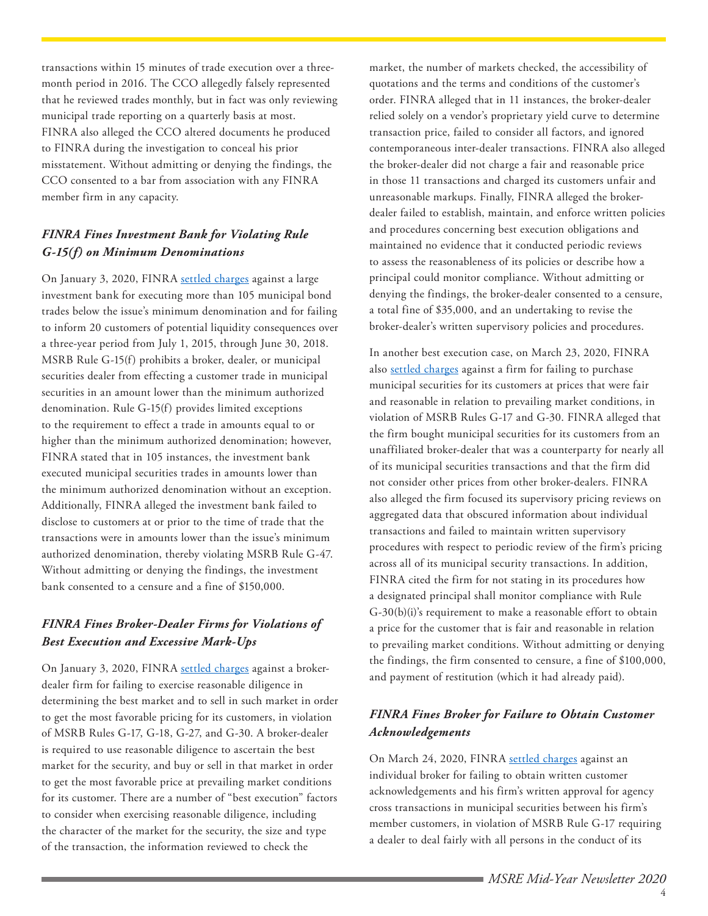transactions within 15 minutes of trade execution over a three-month period in 2016. The CCO allegedly falsely represented that he reviewed trades monthly, but in fact was only reviewing municipal trade reporting on a quarterly basis at most. FINRA also alleged the CCO altered documents he produced to FINRA during the investigation to conceal his prior misstatement. Without admitting or denying the findings, the CCO consented to a bar from association with any FINRA member firm in any capacity.

### *FINRA Fines Investment Bank for Violating Rule G-15(f) on Minimum Denominations*

On January 3, 2020, FINRA settled charges against a large investment bank for executing more than 105 municipal bond trades below the issue's minimum denomination and for failing to inform 20 customers of potential liquidity consequences over a three-year period from July 1, 2015, through June 30, 2018. MSRB Rule G-15(f) prohibits a broker, dealer, or municipal securities dealer from effecting a customer trade in municipal securities in an amount lower than the minimum authorized denomination. Rule G-15(f) provides limited exceptions to the requirement to effect a trade in amounts equal to or higher than the minimum authorized denomination; however, FINRA stated that in 105 instances, the investment bank executed municipal securities trades in amounts lower than the minimum authorized denomination without an exception. Additionally, FINRA alleged the investment bank failed to disclose to customers at or prior to the time of trade that the transactions were in amounts lower than the issue's minimum authorized denomination, thereby violating MSRB Rule G-47. Without admitting or denying the findings, the investment bank consented to a censure and a fine of $150,000.

### *FINRA Fines Broker-Dealer Firms for Violations of Best Execution and Excessive Mark-Ups*

On January 3, 2020, FINRA settled charges against a broker-dealer firm for failing to exercise reasonable diligence in determining the best market and to sell in such market in order to get the most favorable pricing for its customers, in violation of MSRB Rules G-17, G-18, G-27, and G-30. A broker-dealer is required to use reasonable diligence to ascertain the best market for the security, and buy or sell in that market in order to get the most favorable price at prevailing market conditions for its customer. There are a number of "best execution" factors to consider when exercising reasonable diligence, including the character of the market for the security, the size and type of the transaction, the information reviewed to check the market, the number of markets checked, the accessibility of quotations and the terms and conditions of the customer's order. FINRA alleged that in 11 instances, the broker-dealer relied solely on a vendor's proprietary yield curve to determine transaction price, failed to consider all factors, and ignored contemporaneous inter-dealer transactions. FINRA also alleged the broker-dealer did not charge a fair and reasonable price in those 11 transactions and charged its customers unfair and unreasonable markups. Finally, FINRA alleged the broker-dealer failed to establish, maintain, and enforce written policies and procedures concerning best execution obligations and maintained no evidence that it conducted periodic reviews to assess the reasonableness of its policies or describe how a principal could monitor compliance. Without admitting or denying the findings, the broker-dealer consented to a censure, a total fine of $35,000, and an undertaking to revise the broker-dealer's written supervisory policies and procedures.

In another best execution case, on March 23, 2020, FINRA also settled charges against a firm for failing to purchase municipal securities for its customers at prices that were fair and reasonable in relation to prevailing market conditions, in violation of MSRB Rules G-17 and G-30. FINRA alleged that the firm bought municipal securities for its customers from an unaffiliated broker-dealer that was a counterparty for nearly all of its municipal securities transactions and that the firm did not consider other prices from other broker-dealers. FINRA also alleged the firm focused its supervisory pricing reviews on aggregated data that obscured information about individual transactions and failed to maintain written supervisory procedures with respect to periodic review of the firm's pricing across all of its municipal security transactions. In addition, FINRA cited the firm for not stating in its procedures how a designated principal shall monitor compliance with Rule G-30(b)(i)'s requirement to make a reasonable effort to obtain a price for the customer that is fair and reasonable in relation to prevailing market conditions. Without admitting or denying the findings, the firm consented to censure, a fine of $100,000, and payment of restitution (which it had already paid).

### *FINRA Fines Broker for Failure to Obtain Customer Acknowledgements*

On March 24, 2020, FINRA settled charges against an individual broker for failing to obtain written customer acknowledgements and his firm's written approval for agency cross transactions in municipal securities between his firm's member customers, in violation of MSRB Rule G-17 requiring a dealer to deal fairly with all persons in the conduct of its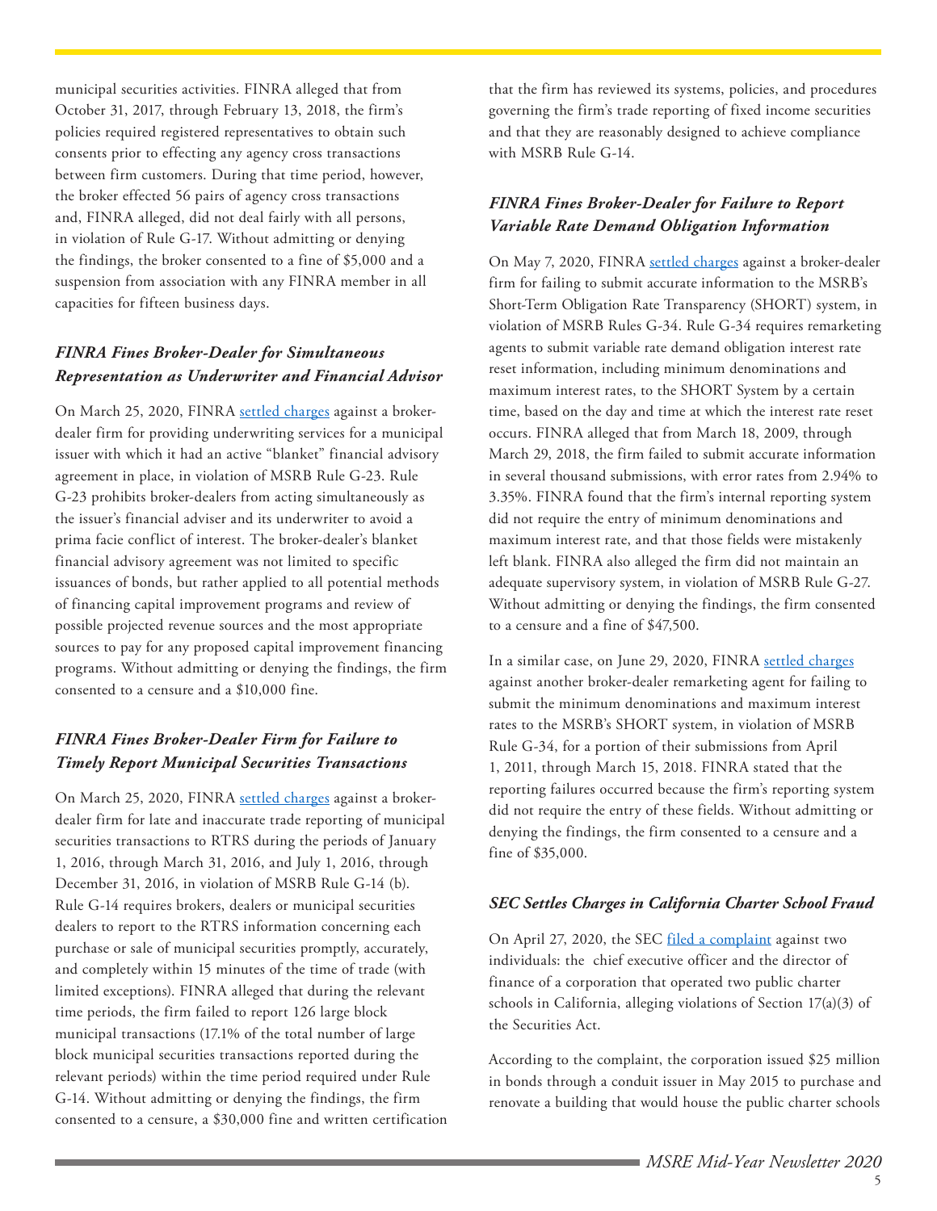municipal securities activities. FINRA alleged that from October 31, 2017, through February 13, 2018, the firm's policies required registered representatives to obtain such consents prior to effecting any agency cross transactions between firm customers. During that time period, however, the broker effected 56 pairs of agency cross transactions and, FINRA alleged, did not deal fairly with all persons, in violation of Rule G-17. Without admitting or denying the findings, the broker consented to a fine of $5,000 and a suspension from association with any FINRA member in all capacities for fifteen business days.

### *FINRA Fines Broker-Dealer for Simultaneous Representation as Underwriter and Financial Advisor*

On March 25, 2020, FINRA settled charges against a broker-dealer firm for providing underwriting services for a municipal issuer with which it had an active "blanket" financial advisory agreement in place, in violation of MSRB Rule G-23. Rule G-23 prohibits broker-dealers from acting simultaneously as the issuer's financial adviser and its underwriter to avoid a prima facie conflict of interest. The broker-dealer's blanket financial advisory agreement was not limited to specific issuances of bonds, but rather applied to all potential methods of financing capital improvement programs and review of possible projected revenue sources and the most appropriate sources to pay for any proposed capital improvement financing programs. Without admitting or denying the findings, the firm consented to a censure and a $10,000 fine.

### *FINRA Fines Broker-Dealer Firm for Failure to Timely Report Municipal Securities Transactions*

On March 25, 2020, FINRA settled charges against a broker-dealer firm for late and inaccurate trade reporting of municipal securities transactions to RTRS during the periods of January 1, 2016, through March 31, 2016, and July 1, 2016, through December 31, 2016, in violation of MSRB Rule G-14 (b). Rule G-14 requires brokers, dealers or municipal securities dealers to report to the RTRS information concerning each purchase or sale of municipal securities promptly, accurately, and completely within 15 minutes of the time of trade (with limited exceptions). FINRA alleged that during the relevant time periods, the firm failed to report 126 large block municipal transactions (17.1% of the total number of large block municipal securities transactions reported during the relevant periods) within the time period required under Rule G-14. Without admitting or denying the findings, the firm consented to a censure, a $30,000 fine and written certification that the firm has reviewed its systems, policies, and procedures governing the firm's trade reporting of fixed income securities and that they are reasonably designed to achieve compliance with MSRB Rule G-14.

### *FINRA Fines Broker-Dealer for Failure to Report Variable Rate Demand Obligation Information*

On May 7, 2020, FINRA settled charges against a broker-dealer firm for failing to submit accurate information to the MSRB's Short-Term Obligation Rate Transparency (SHORT) system, in violation of MSRB Rules G-34. Rule G-34 requires remarketing agents to submit variable rate demand obligation interest rate reset information, including minimum denominations and maximum interest rates, to the SHORT System by a certain time, based on the day and time at which the interest rate reset occurs. FINRA alleged that from March 18, 2009, through March 29, 2018, the firm failed to submit accurate information in several thousand submissions, with error rates from 2.94% to 3.35%. FINRA found that the firm's internal reporting system did not require the entry of minimum denominations and maximum interest rate, and that those fields were mistakenly left blank. FINRA also alleged the firm did not maintain an adequate supervisory system, in violation of MSRB Rule G-27. Without admitting or denying the findings, the firm consented to a censure and a fine of $47,500.

In a similar case, on June 29, 2020, FINRA settled charges against another broker-dealer remarketing agent for failing to submit the minimum denominations and maximum interest rates to the MSRB's SHORT system, in violation of MSRB Rule G-34, for a portion of their submissions from April 1, 2011, through March 15, 2018. FINRA stated that the reporting failures occurred because the firm's reporting system did not require the entry of these fields. Without admitting or denying the findings, the firm consented to a censure and a fine of $35,000.

### *SEC Settles Charges in California Charter School Fraud*

On April 27, 2020, the SEC filed a complaint against two individuals: the chief executive officer and the director of finance of a corporation that operated two public charter schools in California, alleging violations of Section 17(a)(3) of the Securities Act.

According to the complaint, the corporation issued $25 million in bonds through a conduit issuer in May 2015 to purchase and renovate a building that would house the public charter schools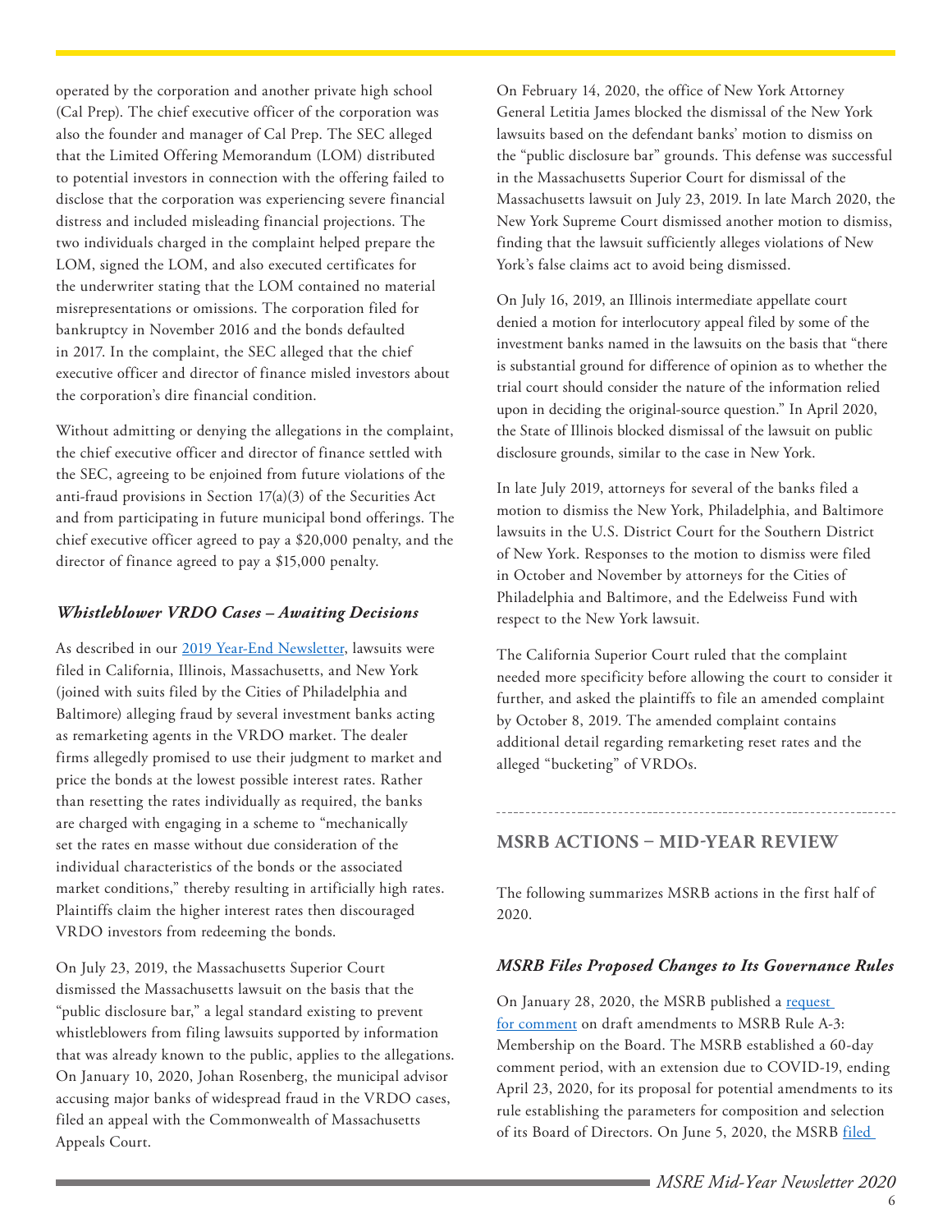operated by the corporation and another private high school (Cal Prep). The chief executive officer of the corporation was also the founder and manager of Cal Prep. The SEC alleged that the Limited Offering Memorandum (LOM) distributed to potential investors in connection with the offering failed to disclose that the corporation was experiencing severe financial distress and included misleading financial projections. The two individuals charged in the complaint helped prepare the LOM, signed the LOM, and also executed certificates for the underwriter stating that the LOM contained no material misrepresentations or omissions. The corporation filed for bankruptcy in November 2016 and the bonds defaulted in 2017. In the complaint, the SEC alleged that the chief executive officer and director of finance misled investors about the corporation's dire financial condition.

Without admitting or denying the allegations in the complaint, the chief executive officer and director of finance settled with the SEC, agreeing to be enjoined from future violations of the anti-fraud provisions in Section 17(a)(3) of the Securities Act and from participating in future municipal bond offerings. The chief executive officer agreed to pay a $20,000 penalty, and the director of finance agreed to pay a $15,000 penalty.

### *Whistleblower VRDO Cases – Awaiting Decisions*

As described in our 2019 Year-End Newsletter, lawsuits were filed in California, Illinois, Massachusetts, and New York (joined with suits filed by the Cities of Philadelphia and Baltimore) alleging fraud by several investment banks acting as remarketing agents in the VRDO market. The dealer firms allegedly promised to use their judgment to market and price the bonds at the lowest possible interest rates. Rather than resetting the rates individually as required, the banks are charged with engaging in a scheme to "mechanically set the rates en masse without due consideration of the individual characteristics of the bonds or the associated market conditions," thereby resulting in artificially high rates. Plaintiffs claim the higher interest rates then discouraged VRDO investors from redeeming the bonds.

On July 23, 2019, the Massachusetts Superior Court dismissed the Massachusetts lawsuit on the basis that the "public disclosure bar," a legal standard existing to prevent whistleblowers from filing lawsuits supported by information that was already known to the public, applies to the allegations. On January 10, 2020, Johan Rosenberg, the municipal advisor accusing major banks of widespread fraud in the VRDO cases, filed an appeal with the Commonwealth of Massachusetts Appeals Court.

On February 14, 2020, the office of New York Attorney General Letitia James blocked the dismissal of the New York lawsuits based on the defendant banks' motion to dismiss on the "public disclosure bar" grounds. This defense was successful in the Massachusetts Superior Court for dismissal of the Massachusetts lawsuit on July 23, 2019. In late March 2020, the New York Supreme Court dismissed another motion to dismiss, finding that the lawsuit sufficiently alleges violations of New York's false claims act to avoid being dismissed.

On July 16, 2019, an Illinois intermediate appellate court denied a motion for interlocutory appeal filed by some of the investment banks named in the lawsuits on the basis that "there is substantial ground for difference of opinion as to whether the trial court should consider the nature of the information relied upon in deciding the original-source question." In April 2020, the State of Illinois blocked dismissal of the lawsuit on public disclosure grounds, similar to the case in New York.

In late July 2019, attorneys for several of the banks filed a motion to dismiss the New York, Philadelphia, and Baltimore lawsuits in the U.S. District Court for the Southern District of New York. Responses to the motion to dismiss were filed in October and November by attorneys for the Cities of Philadelphia and Baltimore, and the Edelweiss Fund with respect to the New York lawsuit.

The California Superior Court ruled that the complaint needed more specificity before allowing the court to consider it further, and asked the plaintiffs to file an amended complaint by October 8, 2019. The amended complaint contains additional detail regarding remarketing reset rates and the alleged "bucketing" of VRDOs.

---

## MSRB ACTIONS – MID-YEAR REVIEW

The following summarizes MSRB actions in the first half of 2020.

### *MSRB Files Proposed Changes to Its Governance Rules*

On January 28, 2020, the MSRB published a request for comment on draft amendments to MSRB Rule A-3: Membership on the Board. The MSRB established a 60-day comment period, with an extension due to COVID-19, ending April 23, 2020, for its proposal for potential amendments to its rule establishing the parameters for composition and selection of its Board of Directors. On June 5, 2020, the MSRB filed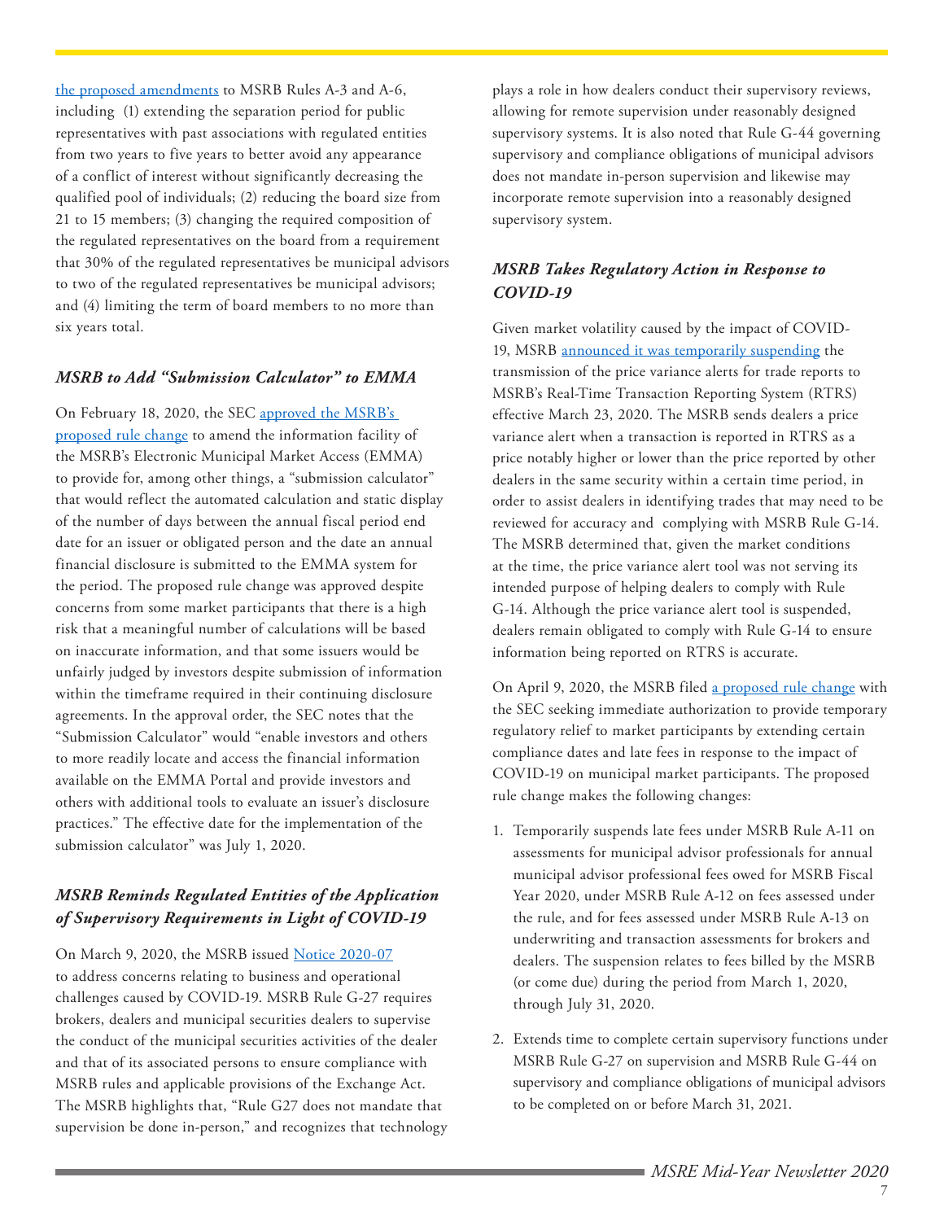[the proposed amendments] to MSRB Rules A-3 and A-6, including (1) extending the separation period for public representatives with past associations with regulated entities from two years to five years to better avoid any appearance of a conflict of interest without significantly decreasing the qualified pool of individuals; (2) reducing the board size from 21 to 15 members; (3) changing the required composition of the regulated representatives on the board from a requirement that 30% of the regulated representatives be municipal advisors to two of the regulated representatives be municipal advisors; and (4) limiting the term of board members to no more than six years total.

### *MSRB to Add "Submission Calculator" to EMMA*

On February 18, 2020, the SEC approved the MSRB's proposed rule change to amend the information facility of the MSRB's Electronic Municipal Market Access (EMMA) to provide for, among other things, a "submission calculator" that would reflect the automated calculation and static display of the number of days between the annual fiscal period end date for an issuer or obligated person and the date an annual financial disclosure is submitted to the EMMA system for the period. The proposed rule change was approved despite concerns from some market participants that there is a high risk that a meaningful number of calculations will be based on inaccurate information, and that some issuers would be unfairly judged by investors despite submission of information within the timeframe required in their continuing disclosure agreements. In the approval order, the SEC notes that the "Submission Calculator" would "enable investors and others to more readily locate and access the financial information available on the EMMA Portal and provide investors and others with additional tools to evaluate an issuer's disclosure practices." The effective date for the implementation of the submission calculator" was July 1, 2020.

### *MSRB Reminds Regulated Entities of the Application of Supervisory Requirements in Light of COVID-19*

On March 9, 2020, the MSRB issued Notice 2020-07 to address concerns relating to business and operational challenges caused by COVID-19. MSRB Rule G-27 requires brokers, dealers and municipal securities dealers to supervise the conduct of the municipal securities activities of the dealer and that of its associated persons to ensure compliance with MSRB rules and applicable provisions of the Exchange Act. The MSRB highlights that, "Rule G27 does not mandate that supervision be done in-person," and recognizes that technology plays a role in how dealers conduct their supervisory reviews, allowing for remote supervision under reasonably designed supervisory systems. It is also noted that Rule G-44 governing supervisory and compliance obligations of municipal advisors does not mandate in-person supervision and likewise may incorporate remote supervision into a reasonably designed supervisory system.

### *MSRB Takes Regulatory Action in Response to COVID-19*

Given market volatility caused by the impact of COVID-19, MSRB announced it was temporarily suspending the transmission of the price variance alerts for trade reports to MSRB's Real-Time Transaction Reporting System (RTRS) effective March 23, 2020. The MSRB sends dealers a price variance alert when a transaction is reported in RTRS as a price notably higher or lower than the price reported by other dealers in the same security within a certain time period, in order to assist dealers in identifying trades that may need to be reviewed for accuracy and complying with MSRB Rule G-14. The MSRB determined that, given the market conditions at the time, the price variance alert tool was not serving its intended purpose of helping dealers to comply with Rule G-14. Although the price variance alert tool is suspended, dealers remain obligated to comply with Rule G-14 to ensure information being reported on RTRS is accurate.

On April 9, 2020, the MSRB filed a proposed rule change with the SEC seeking immediate authorization to provide temporary regulatory relief to market participants by extending certain compliance dates and late fees in response to the impact of COVID-19 on municipal market participants. The proposed rule change makes the following changes:

1. Temporarily suspends late fees under MSRB Rule A-11 on assessments for municipal advisor professionals for annual municipal advisor professional fees owed for MSRB Fiscal Year 2020, under MSRB Rule A-12 on fees assessed under the rule, and for fees assessed under MSRB Rule A-13 on underwriting and transaction assessments for brokers and dealers. The suspension relates to fees billed by the MSRB (or come due) during the period from March 1, 2020, through July 31, 2020.
2. Extends time to complete certain supervisory functions under MSRB Rule G-27 on supervision and MSRB Rule G-44 on supervisory and compliance obligations of municipal advisors to be completed on or before March 31, 2021.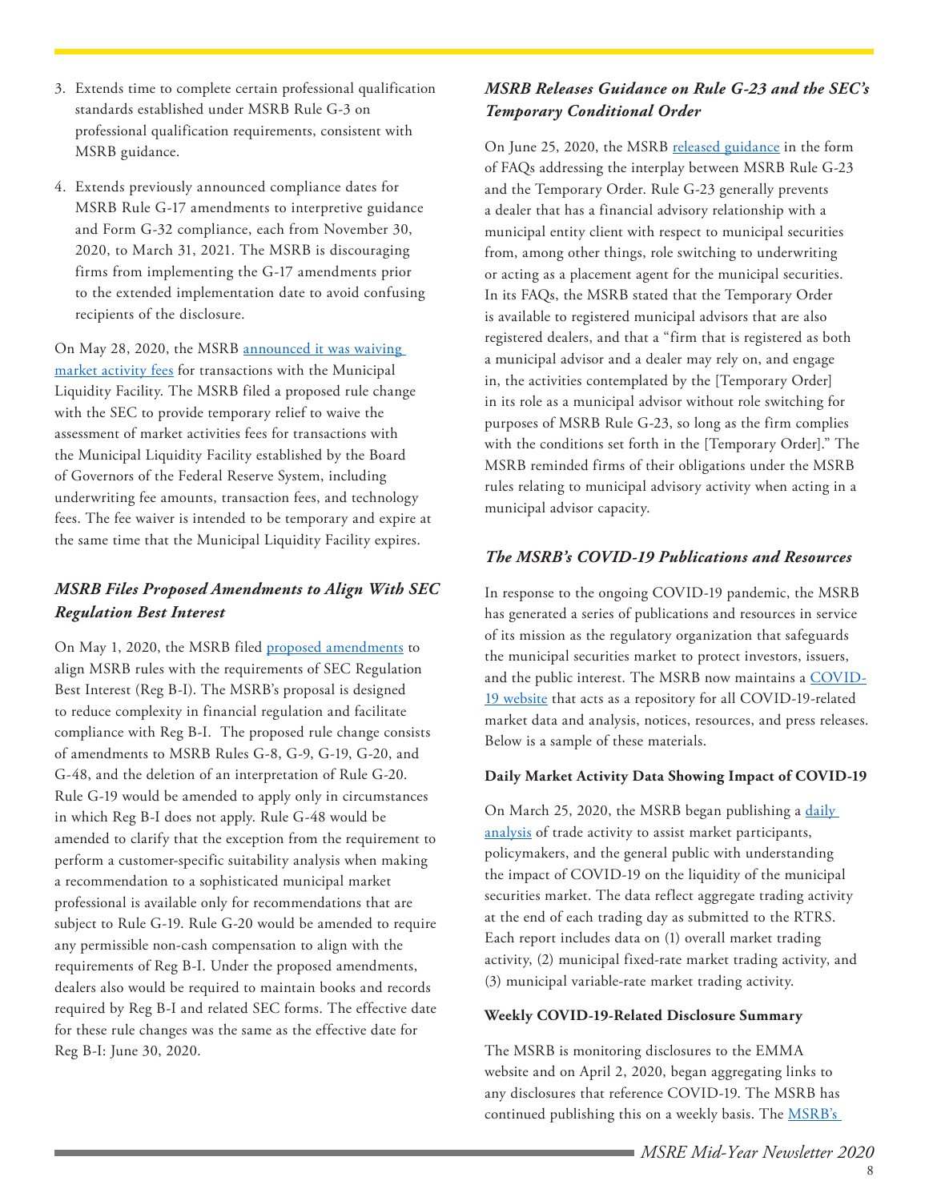3. Extends time to complete certain professional qualification standards established under MSRB Rule G-3 on professional qualification requirements, consistent with MSRB guidance.

4. Extends previously announced compliance dates for MSRB Rule G-17 amendments to interpretive guidance and Form G-32 compliance, each from November 30, 2020, to March 31, 2021. The MSRB is discouraging firms from implementing the G-17 amendments prior to the extended implementation date to avoid confusing recipients of the disclosure.

On May 28, 2020, the MSRB announced it was waiving market activity fees for transactions with the Municipal Liquidity Facility. The MSRB filed a proposed rule change with the SEC to provide temporary relief to waive the assessment of market activities fees for transactions with the Municipal Liquidity Facility established by the Board of Governors of the Federal Reserve System, including underwriting fee amounts, transaction fees, and technology fees. The fee waiver is intended to be temporary and expire at the same time that the Municipal Liquidity Facility expires.

### *MSRB Files Proposed Amendments to Align With SEC Regulation Best Interest*

On May 1, 2020, the MSRB filed proposed amendments to align MSRB rules with the requirements of SEC Regulation Best Interest (Reg B-I). The MSRB's proposal is designed to reduce complexity in financial regulation and facilitate compliance with Reg B-I. The proposed rule change consists of amendments to MSRB Rules G-8, G-9, G-19, G-20, and G-48, and the deletion of an interpretation of Rule G-20. Rule G-19 would be amended to apply only in circumstances in which Reg B-I does not apply. Rule G-48 would be amended to clarify that the exception from the requirement to perform a customer-specific suitability analysis when making a recommendation to a sophisticated municipal market professional is available only for recommendations that are subject to Rule G-19. Rule G-20 would be amended to require any permissible non-cash compensation to align with the requirements of Reg B-I. Under the proposed amendments, dealers also would be required to maintain books and records required by Reg B-I and related SEC forms. The effective date for these rule changes was the same as the effective date for Reg B-I: June 30, 2020.

### *MSRB Releases Guidance on Rule G-23 and the SEC's Temporary Conditional Order*

On June 25, 2020, the MSRB released guidance in the form of FAQs addressing the interplay between MSRB Rule G-23 and the Temporary Order. Rule G-23 generally prevents a dealer that has a financial advisory relationship with a municipal entity client with respect to municipal securities from, among other things, role switching to underwriting or acting as a placement agent for the municipal securities. In its FAQs, the MSRB stated that the Temporary Order is available to registered municipal advisors that are also registered dealers, and that a "firm that is registered as both a municipal advisor and a dealer may rely on, and engage in, the activities contemplated by the [Temporary Order] in its role as a municipal advisor without role switching for purposes of MSRB Rule G-23, so long as the firm complies with the conditions set forth in the [Temporary Order]." The MSRB reminded firms of their obligations under the MSRB rules relating to municipal advisory activity when acting in a municipal advisor capacity.

### *The MSRB's COVID-19 Publications and Resources*

In response to the ongoing COVID-19 pandemic, the MSRB has generated a series of publications and resources in service of its mission as the regulatory organization that safeguards the municipal securities market to protect investors, issuers, and the public interest. The MSRB now maintains a COVID-19 website that acts as a repository for all COVID-19-related market data and analysis, notices, resources, and press releases. Below is a sample of these materials.

**Daily Market Activity Data Showing Impact of COVID-19**

On March 25, 2020, the MSRB began publishing a daily analysis of trade activity to assist market participants, policymakers, and the general public with understanding the impact of COVID-19 on the liquidity of the municipal securities market. The data reflect aggregate trading activity at the end of each trading day as submitted to the RTRS. Each report includes data on (1) overall market trading activity, (2) municipal fixed-rate market trading activity, and (3) municipal variable-rate market trading activity.

**Weekly COVID-19-Related Disclosure Summary**

The MSRB is monitoring disclosures to the EMMA website and on April 2, 2020, began aggregating links to any disclosures that reference COVID-19. The MSRB has continued publishing this on a weekly basis. The MSRB's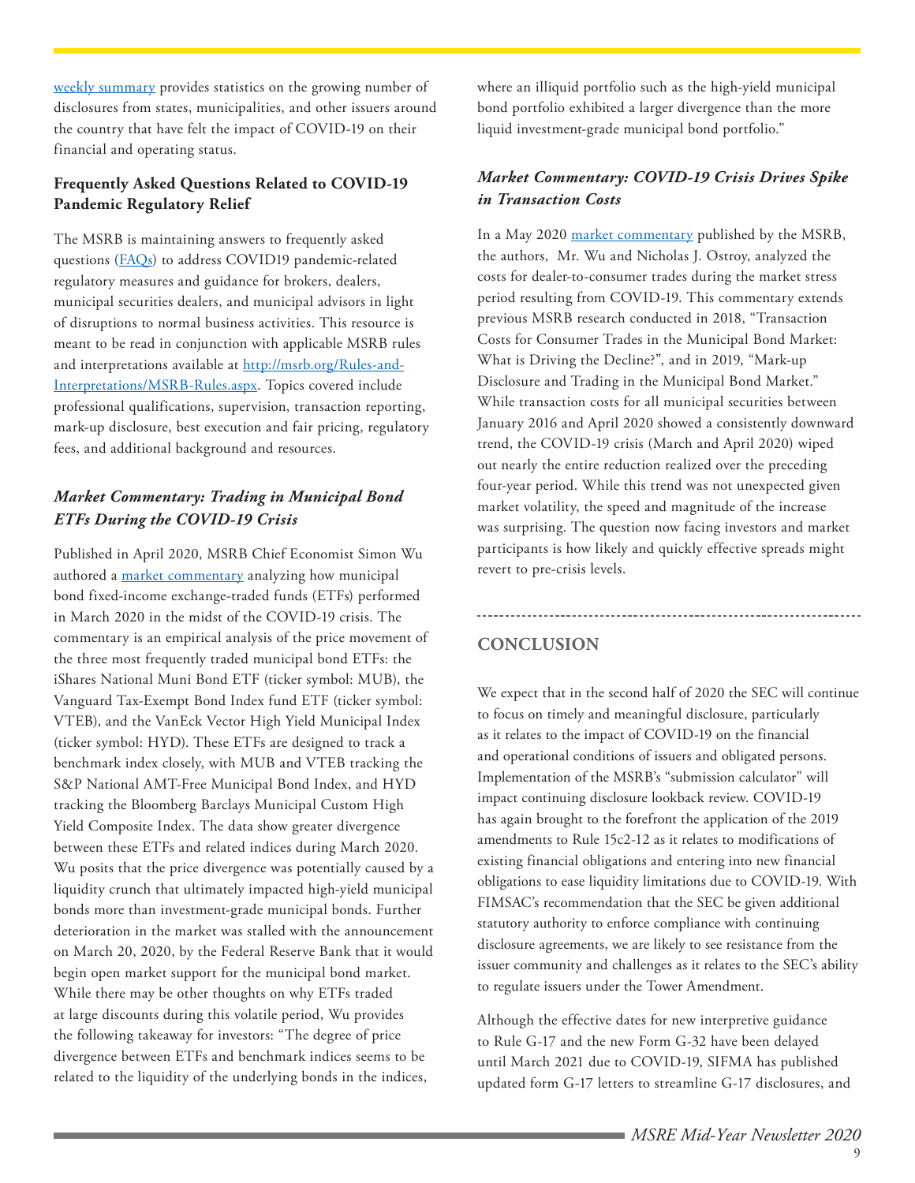weekly summary provides statistics on the growing number of disclosures from states, municipalities, and other issuers around the country that have felt the impact of COVID-19 on their financial and operating status.

### Frequently Asked Questions Related to COVID-19 Pandemic Regulatory Relief

The MSRB is maintaining answers to frequently asked questions (FAQs) to address COVID19 pandemic-related regulatory measures and guidance for brokers, dealers, municipal securities dealers, and municipal advisors in light of disruptions to normal business activities. This resource is meant to be read in conjunction with applicable MSRB rules and interpretations available at http://msrb.org/Rules-and-Interpretations/MSRB-Rules.aspx. Topics covered include professional qualifications, supervision, transaction reporting, mark-up disclosure, best execution and fair pricing, regulatory fees, and additional background and resources.

### *Market Commentary: Trading in Municipal Bond ETFs During the COVID-19 Crisis*

Published in April 2020, MSRB Chief Economist Simon Wu authored a market commentary analyzing how municipal bond fixed-income exchange-traded funds (ETFs) performed in March 2020 in the midst of the COVID-19 crisis. The commentary is an empirical analysis of the price movement of the three most frequently traded municipal bond ETFs: the iShares National Muni Bond ETF (ticker symbol: MUB), the Vanguard Tax-Exempt Bond Index fund ETF (ticker symbol: VTEB), and the VanEck Vector High Yield Municipal Index (ticker symbol: HYD). These ETFs are designed to track a benchmark index closely, with MUB and VTEB tracking the S&P National AMT-Free Municipal Bond Index, and HYD tracking the Bloomberg Barclays Municipal Custom High Yield Composite Index. The data show greater divergence between these ETFs and related indices during March 2020. Wu posits that the price divergence was potentially caused by a liquidity crunch that ultimately impacted high-yield municipal bonds more than investment-grade municipal bonds. Further deterioration in the market was stalled with the announcement on March 20, 2020, by the Federal Reserve Bank that it would begin open market support for the municipal bond market. While there may be other thoughts on why ETFs traded at large discounts during this volatile period, Wu provides the following takeaway for investors: "The degree of price divergence between ETFs and benchmark indices seems to be related to the liquidity of the underlying bonds in the indices, where an illiquid portfolio such as the high-yield municipal bond portfolio exhibited a larger divergence than the more liquid investment-grade municipal bond portfolio."

### *Market Commentary: COVID-19 Crisis Drives Spike in Transaction Costs*

In a May 2020 market commentary published by the MSRB, the authors, Mr. Wu and Nicholas J. Ostroy, analyzed the costs for dealer-to-consumer trades during the market stress period resulting from COVID-19. This commentary extends previous MSRB research conducted in 2018, "Transaction Costs for Consumer Trades in the Municipal Bond Market: What is Driving the Decline?", and in 2019, "Mark-up Disclosure and Trading in the Municipal Bond Market." While transaction costs for all municipal securities between January 2016 and April 2020 showed a consistently downward trend, the COVID-19 crisis (March and April 2020) wiped out nearly the entire reduction realized over the preceding four-year period. While this trend was not unexpected given market volatility, the speed and magnitude of the increase was surprising. The question now facing investors and market participants is how likely and quickly effective spreads might revert to pre-crisis levels.

---

## CONCLUSION

We expect that in the second half of 2020 the SEC will continue to focus on timely and meaningful disclosure, particularly as it relates to the impact of COVID-19 on the financial and operational conditions of issuers and obligated persons. Implementation of the MSRB's "submission calculator" will impact continuing disclosure lookback review. COVID-19 has again brought to the forefront the application of the 2019 amendments to Rule 15c2-12 as it relates to modifications of existing financial obligations and entering into new financial obligations to ease liquidity limitations due to COVID-19. With FIMSAC's recommendation that the SEC be given additional statutory authority to enforce compliance with continuing disclosure agreements, we are likely to see resistance from the issuer community and challenges as it relates to the SEC's ability to regulate issuers under the Tower Amendment.

Although the effective dates for new interpretive guidance to Rule G-17 and the new Form G-32 have been delayed until March 2021 due to COVID-19, SIFMA has published updated form G-17 letters to streamline G-17 disclosures, and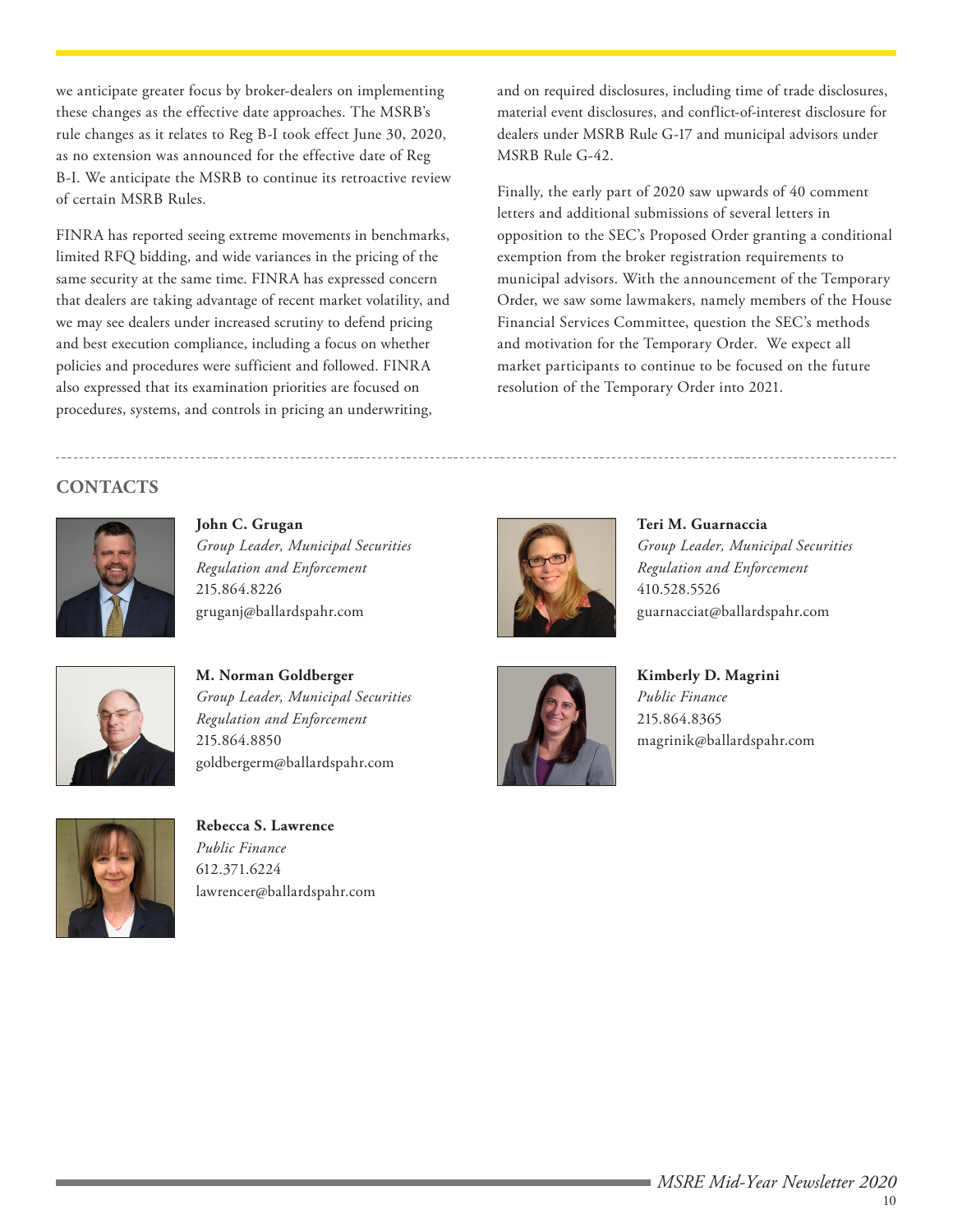we anticipate greater focus by broker-dealers on implementing these changes as the effective date approaches. The MSRB's rule changes as it relates to Reg B-I took effect June 30, 2020, as no extension was announced for the effective date of Reg B-I. We anticipate the MSRB to continue its retroactive review of certain MSRB Rules.

FINRA has reported seeing extreme movements in benchmarks, limited RFQ bidding, and wide variances in the pricing of the same security at the same time. FINRA has expressed concern that dealers are taking advantage of recent market volatility, and we may see dealers under increased scrutiny to defend pricing and best execution compliance, including a focus on whether policies and procedures were sufficient and followed. FINRA also expressed that its examination priorities are focused on procedures, systems, and controls in pricing an underwriting, and on required disclosures, including time of trade disclosures, material event disclosures, and conflict-of-interest disclosure for dealers under MSRB Rule G-17 and municipal advisors under MSRB Rule G-42.

Finally, the early part of 2020 saw upwards of 40 comment letters and additional submissions of several letters in opposition to the SEC's Proposed Order granting a conditional exemption from the broker registration requirements to municipal advisors. With the announcement of the Temporary Order, we saw some lawmakers, namely members of the House Financial Services Committee, question the SEC's methods and motivation for the Temporary Order. We expect all market participants to continue to be focused on the future resolution of the Temporary Order into 2021.

## CONTACTS

**John C. Grugan**
*Group Leader, Municipal Securities Regulation and Enforcement*
215.864.8226
gruganj@ballardspahr.com

**Teri M. Guarnaccia**
*Group Leader, Municipal Securities Regulation and Enforcement*
410.528.5526
guarnacciat@ballardspahr.com

**M. Norman Goldberger**
*Group Leader, Municipal Securities Regulation and Enforcement*
215.864.8850
goldbergerm@ballardspahr.com

**Kimberly D. Magrini**
*Public Finance*
215.864.8365
magrinik@ballardspahr.com

**Rebecca S. Lawrence**
*Public Finance*
612.371.6224
lawrencer@ballardspahr.com